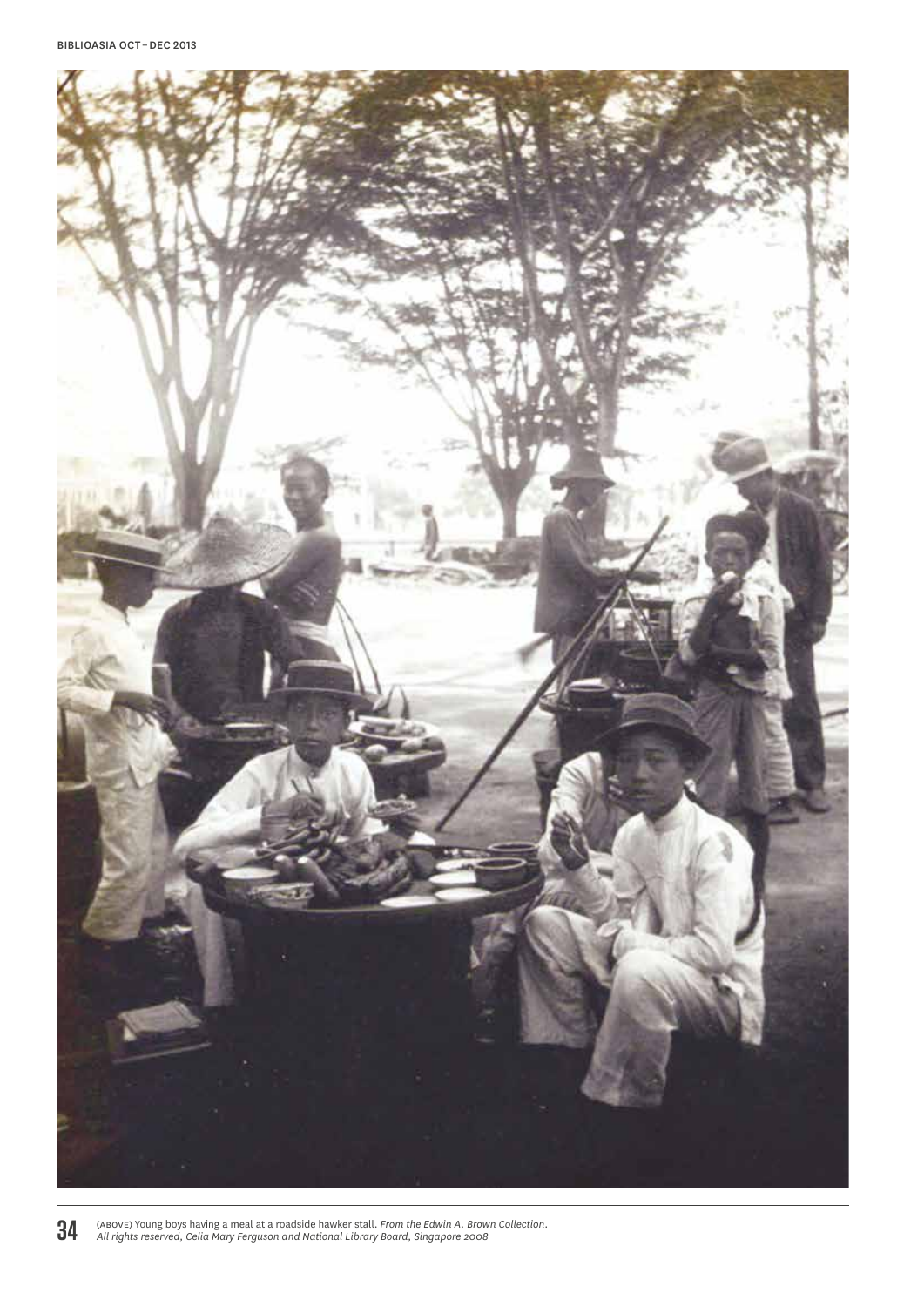(ABOVE) Young boys having a meal at a roadside hawker stall. *From the Edwin A. Brown Collection. All rights reserved, Celia Mary Ferguson and National Library Board, Singapore 2008*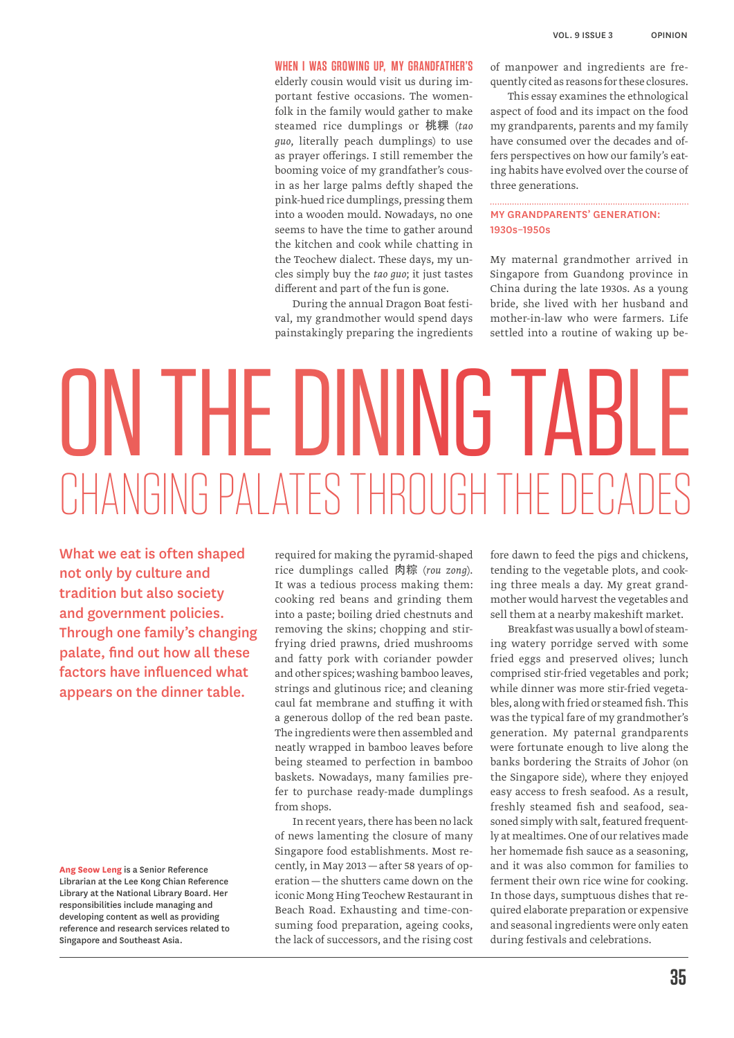# ON THE DINING TABLE

## CHANGING PALATES THROUGH THE DECADES

**What we eat is often shaped not only by culture and tradition but also society and government policies. Through one family's changing palate, find out how all these factors have influenced what appears on the dinner table.**

**Ang Seow Leng** is a Senior Reference Librarian at the Lee Kong Chian Reference Library at the National Library Board. Her responsibilities include managing and developing content as well as providing reference and research services related to Singapore and Southeast Asia.

WHEN I WAS GROWING UP, MY GRANDFATHER'S elderly cousin would visit us during important festive occasions. The womenfolk in the family would gather to make steamed rice dumplings or 桃粿 (*tao guo*, literally peach dumplings) to use as prayer offerings. I still remember the booming voice of my grandfather's cousin as her large palms deftly shaped the pink-hued rice dumplings, pressing them into a wooden mould. Nowadays, no one seems to have the time to gather around the kitchen and cook while chatting in the Teochew dialect. These days, my uncles simply buy the *tao guo*; it just tastes different and part of the fun is gone.

During the annual Dragon Boat festival, my grandmother would spend days painstakingly preparing the ingredients required for making the pyramid-shaped rice dumplings called 肉粽 (*rou zong*). It was a tedious process making them: cooking red beans and grinding them into a paste; boiling dried chestnuts and removing the skins; chopping and stir-frying dried prawns, dried mushrooms and fatty pork with coriander powder and other spices; washing bamboo leaves, strings and glutinous rice; and cleaning caul fat membrane and stuffing it with a generous dollop of the red bean paste. The ingredients were then assembled and neatly wrapped in bamboo leaves before being steamed to perfection in bamboo baskets. Nowadays, many families prefer to purchase ready-made dumplings from shops.

In recent years, there has been no lack of news lamenting the closure of many Singapore food establishments. Most recently, in May 2013 — after 58 years of operation — the shutters came down on the iconic Mong Hing Teochew Restaurant in Beach Road. Exhausting and time-consuming food preparation, ageing cooks, the lack of successors, and the rising cost of manpower and ingredients are frequently cited as reasons for these closures.

This essay examines the ethnological aspect of food and its impact on the food my grandparents, parents and my family have consumed over the decades and offers perspectives on how our family's eating habits have evolved over the course of three generations.

### MY GRANDPARENTS' GENERATION: 1930s–1950s

My maternal grandmother arrived in Singapore from Guandong province in China during the late 1930s. As a young bride, she lived with her husband and mother-in-law who were farmers. Life settled into a routine of waking up before dawn to feed the pigs and chickens, tending to the vegetable plots, and cooking three meals a day. My great grandmother would harvest the vegetables and sell them at a nearby makeshift market.

Breakfast was usually a bowl of steaming watery porridge served with some fried eggs and preserved olives; lunch comprised stir-fried vegetables and pork; while dinner was more stir-fried vegetables, along with fried or steamed fish. This was the typical fare of my grandmother's generation. My paternal grandparents were fortunate enough to live along the banks bordering the Straits of Johor (on the Singapore side), where they enjoyed easy access to fresh seafood. As a result, freshly steamed fish and seafood, seasoned simply with salt, featured frequently at mealtimes. One of our relatives made her homemade fish sauce as a seasoning, and it was also common for families to ferment their own rice wine for cooking. In those days, sumptuous dishes that required elaborate preparation or expensive and seasonal ingredients were only eaten during festivals and celebrations.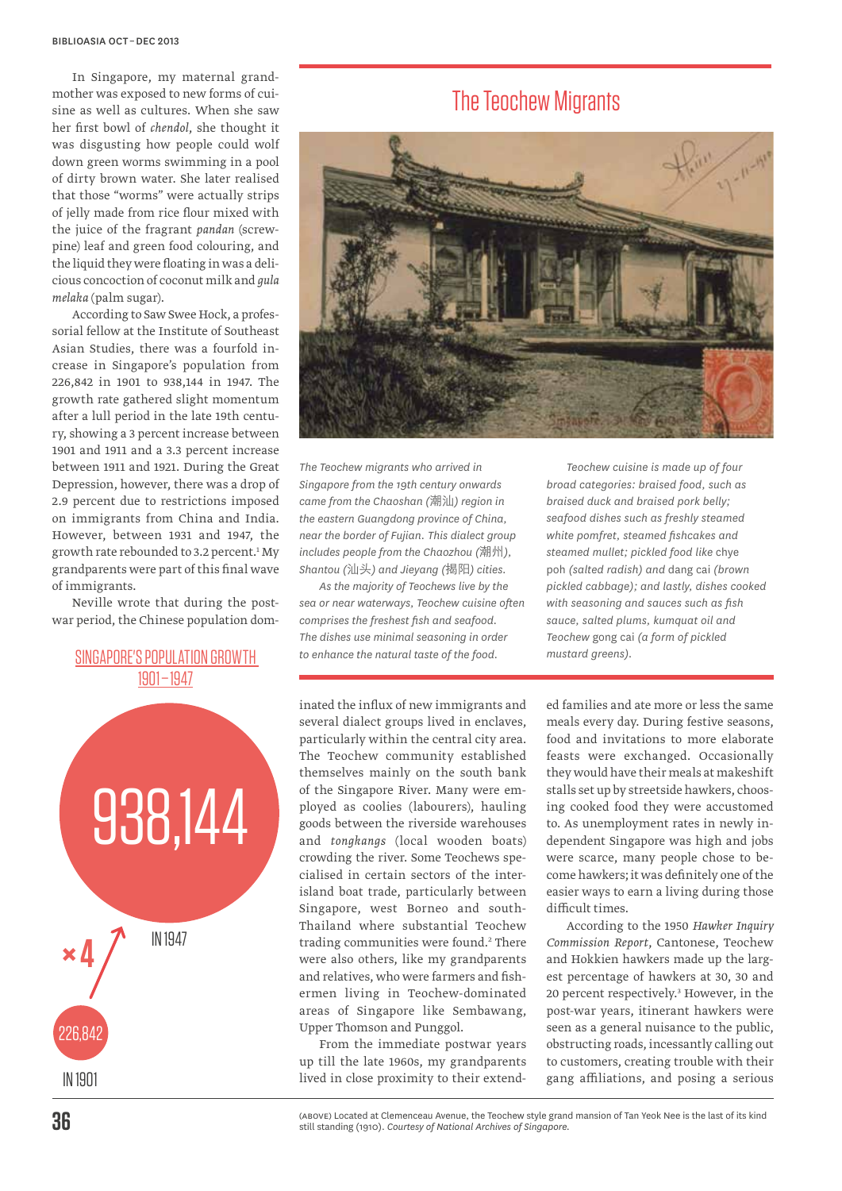In Singapore, my maternal grandmother was exposed to new forms of cuisine as well as cultures. When she saw her first bowl of *chendol*, she thought it was disgusting how people could wolf down green worms swimming in a pool of dirty brown water. She later realised that those "worms" were actually strips of jelly made from rice flour mixed with the juice of the fragrant *pandan* (screwpine) leaf and green food colouring, and the liquid they were floating in was a delicious concoction of coconut milk and *gula melaka* (palm sugar).

According to Saw Swee Hock, a professorial fellow at the Institute of Southeast Asian Studies, there was a fourfold increase in Singapore's population from 226,842 in 1901 to 938,144 in 1947. The growth rate gathered slight momentum after a lull period in the late 19th century, showing a 3 percent increase between 1901 and 1911 and a 3.3 percent increase between 1911 and 1921. During the Great Depression, however, there was a drop of 2.9 percent due to restrictions imposed on immigrants from China and India. However, between 1931 and 1947, the growth rate rebounded to 3.2 percent.[1] My grandparents were part of this final wave of immigrants.

Neville wrote that during the postwar period, the Chinese population dominated the influx of new immigrants and several dialect groups lived in enclaves, particularly within the central city area. The Teochew community established themselves mainly on the south bank of the Singapore River. Many were employed as coolies (labourers), hauling goods between the riverside warehouses and *tongkangs* (local wooden boats) crowding the river. Some Teochews specialised in certain sectors of the inter-island boat trade, particularly between Singapore, west Borneo and south-Thailand where substantial Teochew trading communities were found.[2] There were also others, like my grandparents and relatives, who were farmers and fishermen living in Teochew-dominated areas of Singapore like Sembawang, Upper Thomson and Punggol.

From the immediate postwar years up till the late 1960s, my grandparents lived in close proximity to their extended families and ate more or less the same meals every day. During festive seasons, food and invitations to more elaborate feasts were exchanged. Occasionally they would have their meals at makeshift stalls set up by streetside hawkers, choosing cooked food they were accustomed to. As unemployment rates in newly independent Singapore was high and jobs were scarce, many people chose to become hawkers; it was definitely one of the easier ways to earn a living during those difficult times.

According to the 1950 *Hawker Inquiry Commission Report*, Cantonese, Teochew and Hokkien hawkers made up the largest percentage of hawkers at 30, 30 and 20 percent respectively.[3] However, in the post-war years, itinerant hawkers were seen as a general nuisance to the public, obstructing roads, incessantly calling out to customers, creating trouble with their gang affiliations, and posing a serious

## Singapore's Population Growth 1901–1947

226,842 in 1901 → ×4 → 938,144 in 1947

## The Teochew Migrants

*The Teochew migrants who arrived in Singapore from the 19th century onwards came from the Chaoshan (潮汕) region in the eastern Guangdong province of China, near the border of Fujian. This dialect group includes people from the Chaozhou (潮州), Shantou (汕头) and Jieyang (揭阳) cities.*

*As the majority of Teochews live by the sea or near waterways, Teochew cuisine often comprises the freshest fish and seafood. The dishes use minimal seasoning in order to enhance the natural taste of the food.*

*Teochew cuisine is made up of four broad categories: braised food, such as braised duck and braised pork belly; seafood dishes such as freshly steamed white pomfret, steamed fishcakes and steamed mullet; pickled food like* chye poh *(salted radish) and* dang cai *(brown pickled cabbage); and lastly, dishes cooked with seasoning and sauces such as fish sauce, salted plums, kumquat oil and Teochew* gong cai *(a form of pickled mustard greens).*

(ABOVE) Located at Clemenceau Avenue, the Teochew style grand mansion of Tan Yeok Nee is the last of its kind still standing (1910). *Courtesy of National Archives of Singapore.*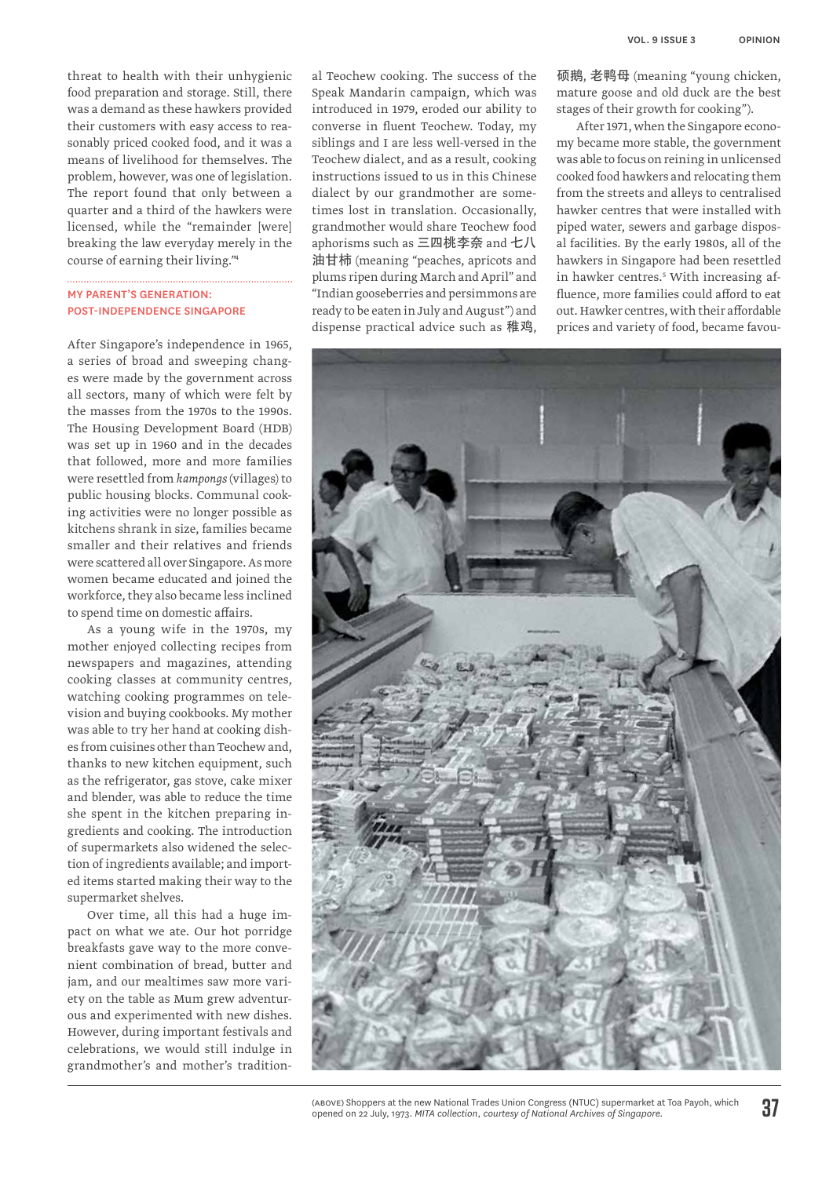threat to health with their unhygienic food preparation and storage. Still, there was a demand as these hawkers provided their customers with easy access to reasonably priced cooked food, and it was a means of livelihood for themselves. The problem, however, was one of legislation. The report found that only between a quarter and a third of the hawkers were licensed, while the "remainder [were] breaking the law everyday merely in the course of earning their living."[4]

## MY PARENT'S GENERATION: POST-INDEPENDENCE SINGAPORE

After Singapore's independence in 1965, a series of broad and sweeping changes were made by the government across all sectors, many of which were felt by the masses from the 1970s to the 1990s. The Housing Development Board (HDB) was set up in 1960 and in the decades that followed, more and more families were resettled from *kampongs* (villages) to public housing blocks. Communal cooking activities were no longer possible as kitchens shrank in size, families became smaller and their relatives and friends were scattered all over Singapore. As more women became educated and joined the workforce, they also became less inclined to spend time on domestic affairs.

As a young wife in the 1970s, my mother enjoyed collecting recipes from newspapers and magazines, attending cooking classes at community centres, watching cooking programmes on television and buying cookbooks. My mother was able to try her hand at cooking dishes from cuisines other than Teochew and, thanks to new kitchen equipment, such as the refrigerator, gas stove, cake mixer and blender, was able to reduce the time she spent in the kitchen preparing ingredients and cooking. The introduction of supermarkets also widened the selection of ingredients available; and imported items started making their way to the supermarket shelves.

Over time, all this had a huge impact on what we ate. Our hot porridge breakfasts gave way to the more convenient combination of bread, butter and jam, and our mealtimes saw more variety on the table as Mum grew adventurous and experimented with new dishes. However, during important festivals and celebrations, we would still indulge in grandmother's and mother's traditional Teochew cooking. The success of the Speak Mandarin campaign, which was introduced in 1979, eroded our ability to converse in fluent Teochew. Today, my siblings and I are less well-versed in the Teochew dialect, and as a result, cooking instructions issued to us in this Chinese dialect by our grandmother are sometimes lost in translation. Occasionally, grandmother would share Teochew food aphorisms such as 三四桃李奈 and 七八油甘柿 (meaning "peaches, apricots and plums ripen during March and April" and "Indian gooseberries and persimmons are ready to be eaten in July and August") and dispense practical advice such as 稚鸡, 硕鹅, 老鸭母 (meaning "young chicken, mature goose and old duck are the best stages of their growth for cooking").

After 1971, when the Singapore economy became more stable, the government was able to focus on reining in unlicensed cooked food hawkers and relocating them from the streets and alleys to centralised hawker centres that were installed with piped water, sewers and garbage disposal facilities. By the early 1980s, all of the hawkers in Singapore had been resettled in hawker centres.[5] With increasing affluence, more families could afford to eat out. Hawker centres, with their affordable prices and variety of food, became favou-

(ABOVE) Shoppers at the new National Trades Union Congress (NTUC) supermarket at Toa Payoh, which opened on 22 July, 1973. *MITA collection, courtesy of National Archives of Singapore.*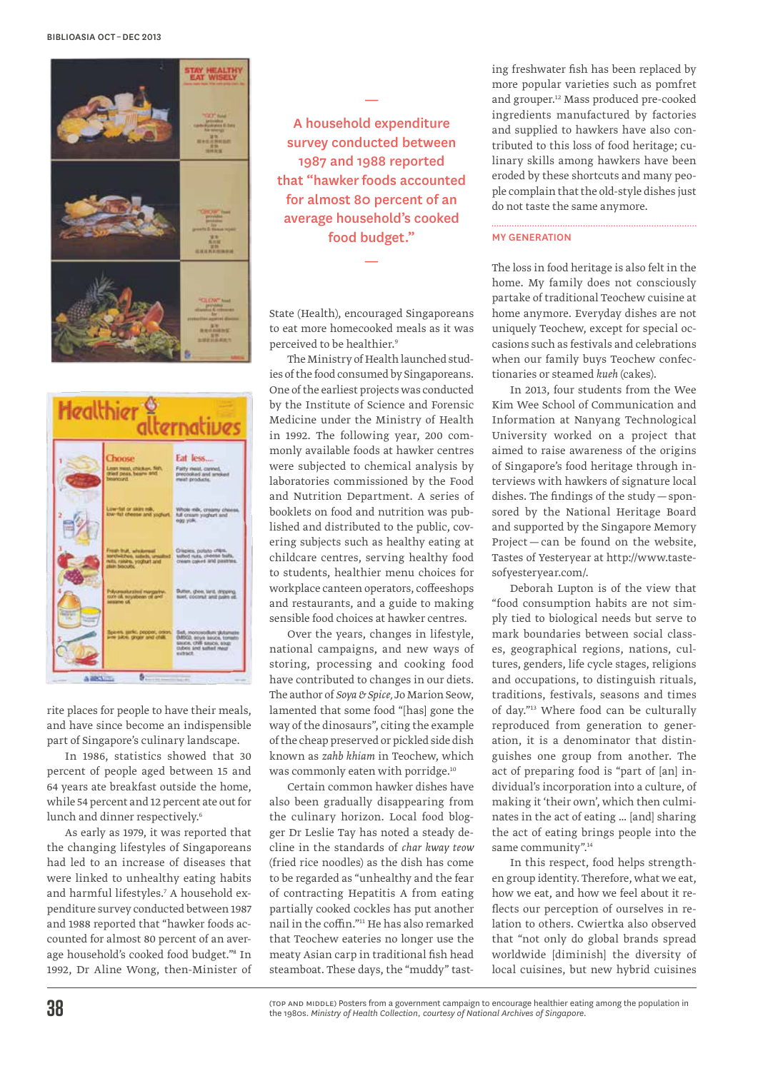rite places for people to have their meals, and have since become an indispensible part of Singapore's culinary landscape.

In 1986, statistics showed that 30 percent of people aged between 15 and 64 years ate breakfast outside the home, while 54 percent and 12 percent ate out for lunch and dinner respectively.[6]

As early as 1979, it was reported that the changing lifestyles of Singaporeans had led to an increase of diseases that were linked to unhealthy eating habits and harmful lifestyles.[7] A household expenditure survey conducted between 1987 and 1988 reported that "hawker foods accounted for almost 80 percent of an average household's cooked food budget."[8] In 1992, Dr Aline Wong, then-Minister of State (Health), encouraged Singaporeans to eat more homecooked meals as it was perceived to be healthier.[9]

> A household expenditure survey conducted between 1987 and 1988 reported that "hawker foods accounted for almost 80 percent of an average household's cooked food budget."

The Ministry of Health launched studies of the food consumed by Singaporeans. One of the earliest projects was conducted by the Institute of Science and Forensic Medicine under the Ministry of Health in 1992. The following year, 200 commonly available foods at hawker centres were subjected to chemical analysis by laboratories commissioned by the Food and Nutrition Department. A series of booklets on food and nutrition was published and distributed to the public, covering subjects such as healthy eating at childcare centres, serving healthy food to students, healthier menu choices for workplace canteen operators, coffeeshops and restaurants, and a guide to making sensible food choices at hawker centres.

Over the years, changes in lifestyle, national campaigns, and new ways of storing, processing and cooking food have contributed to changes in our diets. The author of *Soya & Spice*, Jo Marion Seow, lamented that some food "[has] gone the way of the dinosaurs", citing the example of the cheap preserved or pickled side dish known as *zahb khiam* in Teochew, which was commonly eaten with porridge.[10]

Certain common hawker dishes have also been gradually disappearing from the culinary horizon. Local food blogger Dr Leslie Tay has noted a steady decline in the standards of *char kway teow* (fried rice noodles) as the dish has come to be regarded as "unhealthy and the fear of contracting Hepatitis A from eating partially cooked cockles has put another nail in the coffin."[11] He has also lamented that Teochew eateries no longer use the meaty Asian carp in traditional fish head steamboat. These days, the "muddy" tasting freshwater fish has been replaced by more popular varieties such as pomfret and grouper.[12] Mass produced pre-cooked ingredients manufactured by factories and supplied to hawkers have also contributed to this loss of food heritage; culinary skills among hawkers have been eroded by these shortcuts and many people complain that the old-style dishes just do not taste the same anymore.

## MY GENERATION

The loss in food heritage is also felt in the home. My family does not consciously partake of traditional Teochew cuisine at home anymore. Everyday dishes are not uniquely Teochew, except for special occasions such as festivals and celebrations when our family buys Teochew confectionaries or steamed *kueh* (cakes).

In 2013, four students from the Wee Kim Wee School of Communication and Information at Nanyang Technological University worked on a project that aimed to raise awareness of the origins of Singapore's food heritage through interviews with hawkers of signature local dishes. The findings of the study — sponsored by the National Heritage Board and supported by the Singapore Memory Project — can be found on the website, Tastes of Yesteryear at http://www.tastesofyesteryear.com/.

Deborah Lupton is of the view that "food consumption habits are not simply tied to biological needs but serve to mark boundaries between social classes, geographical regions, nations, cultures, genders, life cycle stages, religions and occupations, to distinguish rituals, traditions, festivals, seasons and times of day."[13] Where food can be culturally reproduced from generation to generation, it is a denominator that distinguishes one group from another. The act of preparing food is "part of [an] individual's incorporation into a culture, of making it 'their own', which then culminates in the act of eating … [and] sharing the act of eating brings people into the same community".[14]

In this respect, food helps strengthen group identity. Therefore, what we eat, how we eat, and how we feel about it reflects our perception of ourselves in relation to others. Cwiertka also observed that "not only do global brands spread worldwide [diminish] the diversity of local cuisines, but new hybrid cuisines

(TOP AND MIDDLE) Posters from a government campaign to encourage healthier eating among the population in the 1980s. *Ministry of Health Collection, courtesy of National Archives of Singapore.*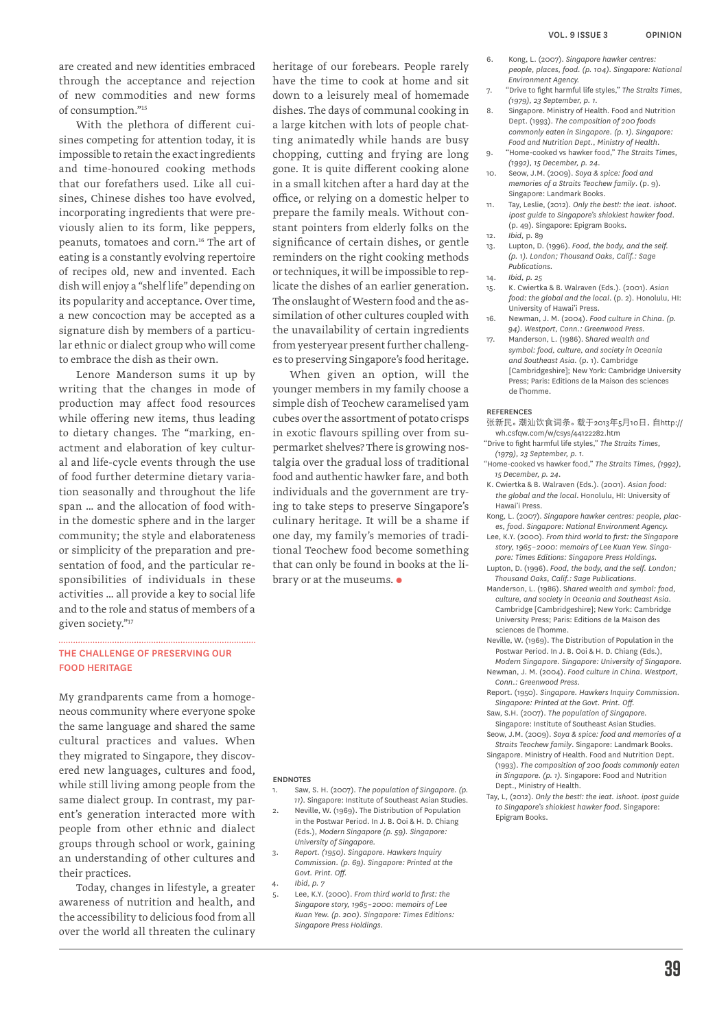are created and new identities embraced through the acceptance and rejection of new commodities and new forms of consumption."[15]

With the plethora of different cuisines competing for attention today, it is impossible to retain the exact ingredients and time-honoured cooking methods that our forefathers used. Like all cuisines, Chinese dishes too have evolved, incorporating ingredients that were previously alien to its form, like peppers, peanuts, tomatoes and corn.[16] The art of eating is a constantly evolving repertoire of recipes old, new and invented. Each dish will enjoy a "shelf life" depending on its popularity and acceptance. Over time, a new concoction may be accepted as a signature dish by members of a particular ethnic or dialect group who will come to embrace the dish as their own.

Lenore Manderson sums it up by writing that the changes in mode of production may affect food resources while offering new items, thus leading to dietary changes. The "marking, enactment and elaboration of key cultural and life-cycle events through the use of food further determine dietary variation seasonally and throughout the life span … and the allocation of food within the domestic sphere and in the larger community; the style and elaborateness or simplicity of the preparation and presentation of food, and the particular responsibilities of individuals in these activities … all provide a key to social life and to the role and status of members of a given society."[17]

## THE CHALLENGE OF PRESERVING OUR FOOD HERITAGE

My grandparents came from a homogeneous community where everyone spoke the same language and shared the same cultural practices and values. When they migrated to Singapore, they discovered new languages, cultures and food, while still living among people from the same dialect group. In contrast, my parent's generation interacted more with people from other ethnic and dialect groups through school or work, gaining an understanding of other cultures and their practices.

Today, changes in lifestyle, a greater awareness of nutrition and health, and the accessibility to delicious food from all over the world all threaten the culinary heritage of our forebears. People rarely have the time to cook at home and sit down to a leisurely meal of homemade dishes. The days of communal cooking in a large kitchen with lots of people chatting animatedly while hands are busy chopping, cutting and frying are long gone. It is quite different cooking alone in a small kitchen after a hard day at the office, or relying on a domestic helper to prepare the family meals. Without constant pointers from elderly folks on the significance of certain dishes, or gentle reminders on the right cooking methods or techniques, it will be impossible to replicate the dishes of an earlier generation. The onslaught of Western food and the assimilation of other cultures coupled with the unavailability of certain ingredients from yesteryear present further challenges to preserving Singapore's food heritage.

When given an option, will the younger members in my family choose a simple dish of Teochew caramelised yam cubes over the assortment of potato crisps in exotic flavours spilling over from supermarket shelves? There is growing nostalgia over the gradual loss of traditional food and authentic hawker fare, and both individuals and the government are trying to take steps to preserve Singapore's culinary heritage. It will be a shame if one day, my family's memories of traditional Teochew food become something that can only be found in books at the library or at the museums.

### ENDNOTES

1. Saw, S. H. (2007). *The population of Singapore. (p. 11)*. Singapore: Institute of Southeast Asian Studies.
2. Neville, W. (1969). The Distribution of Population in the Postwar Period. In J. B. Ooi & H. D. Chiang (Eds.), *Modern Singapore (p. 59). Singapore: University of Singapore.*
3. *Report. (1950). Singapore. Hawkers Inquiry Commission. (p. 69). Singapore: Printed at the Govt. Print. Off.*
4. *Ibid, p. 7*
5. Lee, K.Y. (2000). *From third world to first: the Singapore story, 1965–2000: memoirs of Lee Kuan Yew. (p. 200). Singapore: Times Editions: Singapore Press Holdings.*
6. Kong, L. (2007). *Singapore hawker centres: people, places, food. (p. 104). Singapore: National Environment Agency.*
7. "Drive to fight harmful life styles," *The Straits Times, (1979), 23 September, p. 1.*
8. Singapore. Ministry of Health. Food and Nutrition Dept. (1993). *The composition of 200 foods commonly eaten in Singapore. (p. 1). Singapore: Food and Nutrition Dept., Ministry of Health.*
9. "Home-cooked vs hawker food," *The Straits Times, (1992), 15 December, p. 24.*
10. Seow, J.M. (2009). *Soya & spice: food and memories of a Straits Teochew family.* (p. 9). Singapore: Landmark Books.
11. Tay, Leslie, (2012). *Only the best!: the ieat. ishoot. ipost guide to Singapore's shiokiest hawker food.* (p. 49). Singapore: Epigram Books.
12. *Ibid*, p. 89
13. Lupton, D. (1996). *Food, the body, and the self. (p. 1). London; Thousand Oaks, Calif.: Sage Publications.*
14. *Ibid, p. 25*
15. K. Cwiertka & B. Walraven (Eds.). (2001). *Asian food: the global and the local*. (p. 2). Honolulu, HI: University of Hawai'i Press.
16. Newman, J. M. (2004). *Food culture in China. (p. 94). Westport, Conn.: Greenwood Press.*
17. Manderson, L. (1986). *Shared wealth and symbol: food, culture, and society in Oceania and Southeast Asia*. (p. 1). Cambridge [Cambridgeshire]; New York: Cambridge University Press; Paris: Editions de la Maison des sciences de l'homme.

### REFERENCES

张新民。潮汕饮食词条。载于2013年5月10日，自http://wh.csfqw.com/w/csys/44122282.htm

"Drive to fight harmful life styles," *The Straits Times, (1979), 23 September, p. 1.*

"Home-cooked vs hawker food," *The Straits Times, (1992), 15 December, p. 24.*

K. Cwiertka & B. Walraven (Eds.). (2001). *Asian food: the global and the local*. Honolulu, HI: University of Hawai'i Press.

Kong, L. (2007). *Singapore hawker centres: people, places, food. Singapore: National Environment Agency.*

Lee, K.Y. (2000). *From third world to first: the Singapore story, 1965–2000: memoirs of Lee Kuan Yew. Singapore: Times Editions: Singapore Press Holdings.*

Lupton, D. (1996). *Food, the body, and the self. London; Thousand Oaks, Calif.: Sage Publications.*

Manderson, L. (1986). *Shared wealth and symbol: food, culture, and society in Oceania and Southeast Asia*. Cambridge [Cambridgeshire]; New York: Cambridge University Press; Paris: Editions de la Maison des sciences de l'homme.

Neville, W. (1969). The Distribution of Population in the Postwar Period. In J. B. Ooi & H. D. Chiang (Eds.), *Modern Singapore. Singapore: University of Singapore.*

Newman, J. M. (2004). *Food culture in China. Westport, Conn.: Greenwood Press.*

Report. (1950). *Singapore. Hawkers Inquiry Commission. Singapore: Printed at the Govt. Print. Off.*

Saw, S.H. (2007). *The population of Singapore.* Singapore: Institute of Southeast Asian Studies.

Seow, J.M. (2009). *Soya & spice: food and memories of a Straits Teochew family*. Singapore: Landmark Books.

Singapore. Ministry of Health. Food and Nutrition Dept. (1993). *The composition of 200 foods commonly eaten in Singapore. (p. 1).* Singapore: Food and Nutrition Dept., Ministry of Health.

Tay, L, (2012). *Only the best!: the ieat. ishoot. ipost guide to Singapore's shiokiest hawker food*. Singapore: Epigram Books.